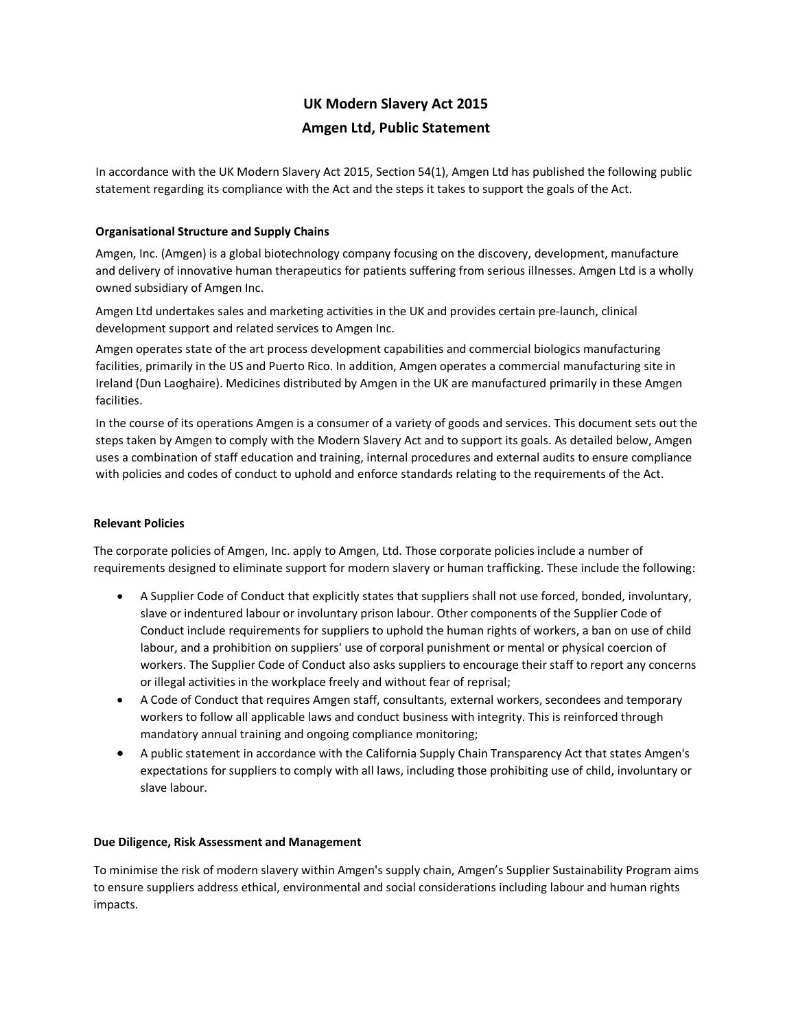# UK Modern Slavery Act 2015
# Amgen Ltd, Public Statement

In accordance with the UK Modern Slavery Act 2015, Section 54(1), Amgen Ltd has published the following public statement regarding its compliance with the Act and the steps it takes to support the goals of the Act.

### Organisational Structure and Supply Chains

Amgen, Inc. (Amgen) is a global biotechnology company focusing on the discovery, development, manufacture and delivery of innovative human therapeutics for patients suffering from serious illnesses. Amgen Ltd is a wholly owned subsidiary of Amgen Inc.

Amgen Ltd undertakes sales and marketing activities in the UK and provides certain pre-launch, clinical development support and related services to Amgen Inc.

Amgen operates state of the art process development capabilities and commercial biologics manufacturing facilities, primarily in the US and Puerto Rico. In addition, Amgen operates a commercial manufacturing site in Ireland (Dun Laoghaire). Medicines distributed by Amgen in the UK are manufactured primarily in these Amgen facilities.

In the course of its operations Amgen is a consumer of a variety of goods and services. This document sets out the steps taken by Amgen to comply with the Modern Slavery Act and to support its goals. As detailed below, Amgen uses a combination of staff education and training, internal procedures and external audits to ensure compliance with policies and codes of conduct to uphold and enforce standards relating to the requirements of the Act.

### Relevant Policies

The corporate policies of Amgen, Inc. apply to Amgen, Ltd. Those corporate policies include a number of requirements designed to eliminate support for modern slavery or human trafficking. These include the following:

- A Supplier Code of Conduct that explicitly states that suppliers shall not use forced, bonded, involuntary, slave or indentured labour or involuntary prison labour. Other components of the Supplier Code of Conduct include requirements for suppliers to uphold the human rights of workers, a ban on use of child labour, and a prohibition on suppliers' use of corporal punishment or mental or physical coercion of workers. The Supplier Code of Conduct also asks suppliers to encourage their staff to report any concerns or illegal activities in the workplace freely and without fear of reprisal;
- A Code of Conduct that requires Amgen staff, consultants, external workers, secondees and temporary workers to follow all applicable laws and conduct business with integrity. This is reinforced through mandatory annual training and ongoing compliance monitoring;
- A public statement in accordance with the California Supply Chain Transparency Act that states Amgen's expectations for suppliers to comply with all laws, including those prohibiting use of child, involuntary or slave labour.

### Due Diligence, Risk Assessment and Management

To minimise the risk of modern slavery within Amgen's supply chain, Amgen's Supplier Sustainability Program aims to ensure suppliers address ethical, environmental and social considerations including labour and human rights impacts.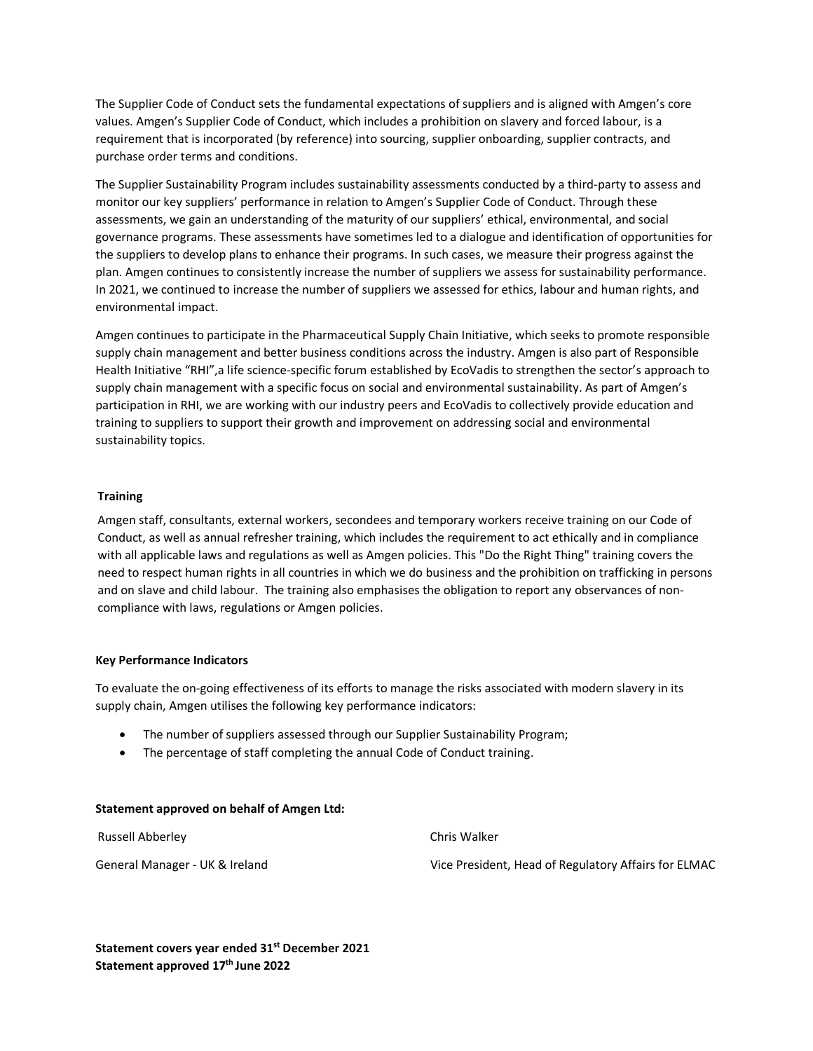The Supplier Code of Conduct sets the fundamental expectations of suppliers and is aligned with Amgen's core values. Amgen's Supplier Code of Conduct, which includes a prohibition on slavery and forced labour, is a requirement that is incorporated (by reference) into sourcing, supplier onboarding, supplier contracts, and purchase order terms and conditions.

The Supplier Sustainability Program includes sustainability assessments conducted by a third-party to assess and monitor our key suppliers' performance in relation to Amgen's Supplier Code of Conduct. Through these assessments, we gain an understanding of the maturity of our suppliers' ethical, environmental, and social governance programs. These assessments have sometimes led to a dialogue and identification of opportunities for the suppliers to develop plans to enhance their programs. In such cases, we measure their progress against the plan. Amgen continues to consistently increase the number of suppliers we assess for sustainability performance. In 2021, we continued to increase the number of suppliers we assessed for ethics, labour and human rights, and environmental impact.

Amgen continues to participate in the Pharmaceutical Supply Chain Initiative, which seeks to promote responsible supply chain management and better business conditions across the industry. Amgen is also part of Responsible Health Initiative "RHI",a life science-specific forum established by EcoVadis to strengthen the sector's approach to supply chain management with a specific focus on social and environmental sustainability. As part of Amgen's participation in RHI, we are working with our industry peers and EcoVadis to collectively provide education and training to suppliers to support their growth and improvement on addressing social and environmental sustainability topics.

**Training**

Amgen staff, consultants, external workers, secondees and temporary workers receive training on our Code of Conduct, as well as annual refresher training, which includes the requirement to act ethically and in compliance with all applicable laws and regulations as well as Amgen policies. This "Do the Right Thing" training covers the need to respect human rights in all countries in which we do business and the prohibition on trafficking in persons and on slave and child labour. The training also emphasises the obligation to report any observances of non-compliance with laws, regulations or Amgen policies.

**Key Performance Indicators**

To evaluate the on-going effectiveness of its efforts to manage the risks associated with modern slavery in its supply chain, Amgen utilises the following key performance indicators:

- The number of suppliers assessed through our Supplier Sustainability Program;
- The percentage of staff completing the annual Code of Conduct training.

**Statement approved on behalf of Amgen Ltd:**

Russell Abberley

General Manager - UK & Ireland

Chris Walker

Vice President, Head of Regulatory Affairs for ELMAC

**Statement covers year ended 31st December 2021**
**Statement approved 17th June 2022**